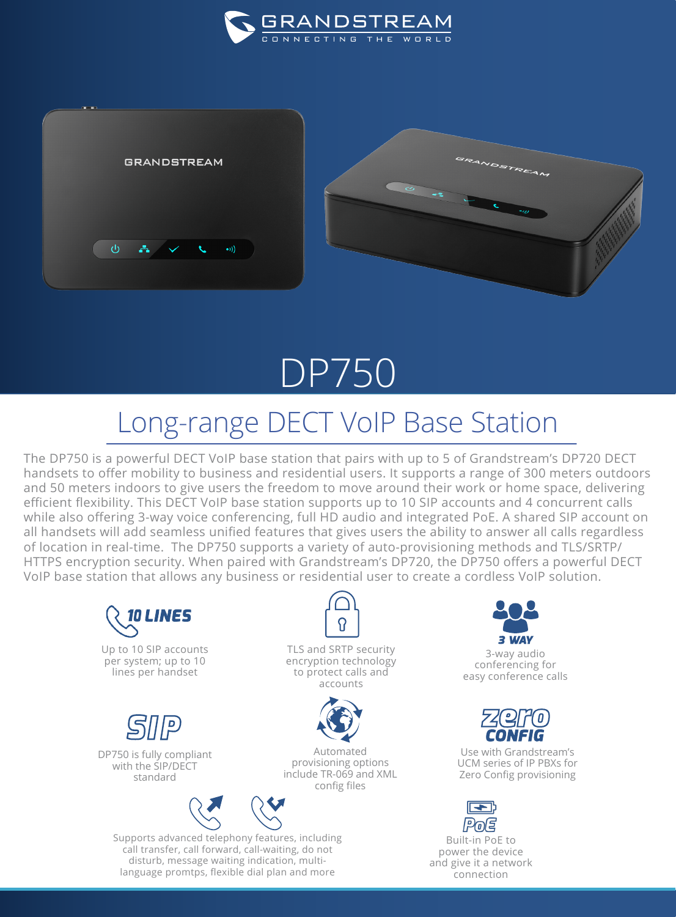GRANDSTREAM
CONNECTING THE WORLD

# DP750

## Long-range DECT VoIP Base Station

The DP750 is a powerful DECT VoIP base station that pairs with up to 5 of Grandstream's DP720 DECT handsets to offer mobility to business and residential users. It supports a range of 300 meters outdoors and 50 meters indoors to give users the freedom to move around their work or home space, delivering efficient flexibility. This DECT VoIP base station supports up to 10 SIP accounts and 4 concurrent calls while also offering 3-way voice conferencing, full HD audio and integrated PoE. A shared SIP account on all handsets will add seamless unified features that gives users the ability to answer all calls regardless of location in real-time. The DP750 supports a variety of auto-provisioning methods and TLS/SRTP/HTTPS encryption security. When paired with Grandstream's DP720, the DP750 offers a powerful DECT VoIP base station that allows any business or residential user to create a cordless VoIP solution.

**10 LINES**
Up to 10 SIP accounts per system; up to 10 lines per handset

TLS and SRTP security encryption technology to protect calls and accounts

**3 WAY**
3-way audio conferencing for easy conference calls

**SIP**
DP750 is fully compliant with the SIP/DECT standard

Automated provisioning options include TR-069 and XML config files

**zero CONFIG**
Use with Grandstream's UCM series of IP PBXs for Zero Config provisioning

Supports advanced telephony features, including call transfer, call forward, call-waiting, do not disturb, message waiting indication, multi-language promtps, flexible dial plan and more

**PoE**
Built-in PoE to power the device and give it a network connection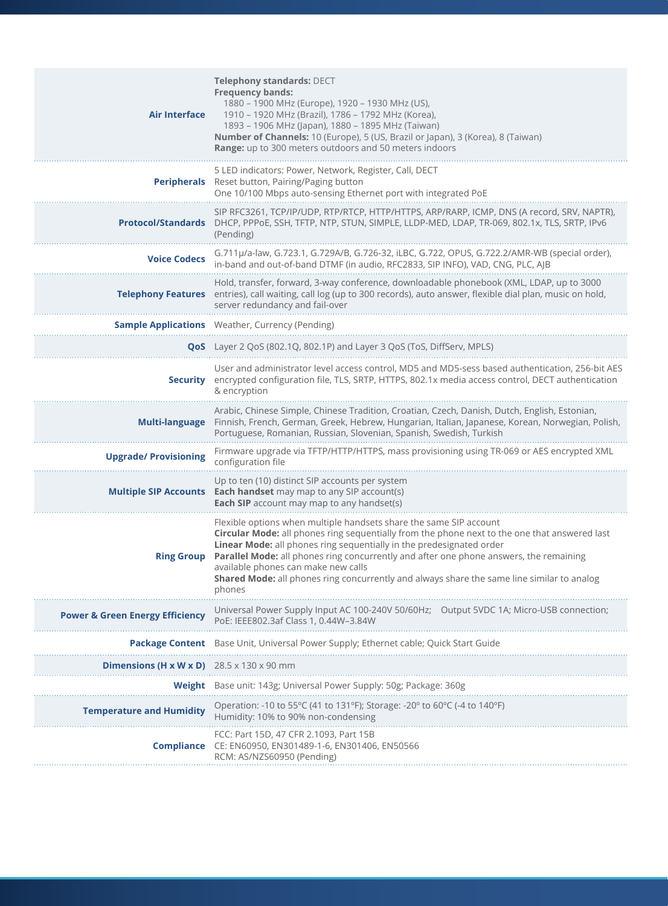| | |
|---|---|
| **Air Interface** | **Telephony standards:** DECT<br>**Frequency bands:**<br>1880 – 1900 MHz (Europe), 1920 – 1930 MHz (US),<br>1910 – 1920 MHz (Brazil), 1786 – 1792 MHz (Korea),<br>1893 – 1906 MHz (Japan), 1880 – 1895 MHz (Taiwan)<br>**Number of Channels:** 10 (Europe), 5 (US, Brazil or Japan), 3 (Korea), 8 (Taiwan)<br>**Range:** up to 300 meters outdoors and 50 meters indoors |
| **Peripherals** | 5 LED indicators: Power, Network, Register, Call, DECT<br>Reset button, Pairing/Paging button<br>One 10/100 Mbps auto-sensing Ethernet port with integrated PoE |
| **Protocol/Standards** | SIP RFC3261, TCP/IP/UDP, RTP/RTCP, HTTP/HTTPS, ARP/RARP, ICMP, DNS (A record, SRV, NAPTR), DHCP, PPPoE, SSH, TFTP, NTP, STUN, SIMPLE, LLDP-MED, LDAP, TR-069, 802.1x, TLS, SRTP, IPv6 (Pending) |
| **Voice Codecs** | G.711µ/a-law, G.723.1, G.729A/B, G.726-32, iLBC, G.722, OPUS, G.722.2/AMR-WB (special order), in-band and out-of-band DTMF (in audio, RFC2833, SIP INFO), VAD, CNG, PLC, AJB |
| **Telephony Features** | Hold, transfer, forward, 3-way conference, downloadable phonebook (XML, LDAP, up to 3000 entries), call waiting, call log (up to 300 records), auto answer, flexible dial plan, music on hold, server redundancy and fail-over |
| **Sample Applications** | Weather, Currency (Pending) |
| **QoS** | Layer 2 QoS (802.1Q, 802.1P) and Layer 3 QoS (ToS, DiffServ, MPLS) |
| **Security** | User and administrator level access control, MD5 and MD5-sess based authentication, 256-bit AES encrypted configuration file, TLS, SRTP, HTTPS, 802.1x media access control, DECT authentication & encryption |
| **Multi-language** | Arabic, Chinese Simple, Chinese Tradition, Croatian, Czech, Danish, Dutch, English, Estonian, Finnish, French, German, Greek, Hebrew, Hungarian, Italian, Japanese, Korean, Norwegian, Polish, Portuguese, Romanian, Russian, Slovenian, Spanish, Swedish, Turkish |
| **Upgrade/ Provisioning** | Firmware upgrade via TFTP/HTTP/HTTPS, mass provisioning using TR-069 or AES encrypted XML configuration file |
| **Multiple SIP Accounts** | Up to ten (10) distinct SIP accounts per system<br>**Each handset** may map to any SIP account(s)<br>**Each SIP** account may map to any handset(s) |
| **Ring Group** | Flexible options when multiple handsets share the same SIP account<br>**Circular Mode:** all phones ring sequentially from the phone next to the one that answered last<br>**Linear Mode:** all phones ring sequentially in the predesignated order<br>**Parallel Mode:** all phones ring concurrently and after one phone answers, the remaining available phones can make new calls<br>**Shared Mode:** all phones ring concurrently and always share the same line similar to analog phones |
| **Power & Green Energy Efficiency** | Universal Power Supply Input AC 100-240V 50/60Hz; Output 5VDC 1A; Micro-USB connection; PoE: IEEE802.3af Class 1, 0.44W–3.84W |
| **Package Content** | Base Unit, Universal Power Supply; Ethernet cable; Quick Start Guide |
| **Dimensions (H x W x D)** | 28.5 x 130 x 90 mm |
| **Weight** | Base unit: 143g; Universal Power Supply: 50g; Package: 360g |
| **Temperature and Humidity** | Operation: -10 to 55ºC (41 to 131ºF); Storage: -20º to 60ºC (-4 to 140ºF)<br>Humidity: 10% to 90% non-condensing |
| **Compliance** | FCC: Part 15D, 47 CFR 2.1093, Part 15B<br>CE: EN60950, EN301489-1-6, EN301406, EN50566<br>RCM: AS/NZS60950 (Pending) |